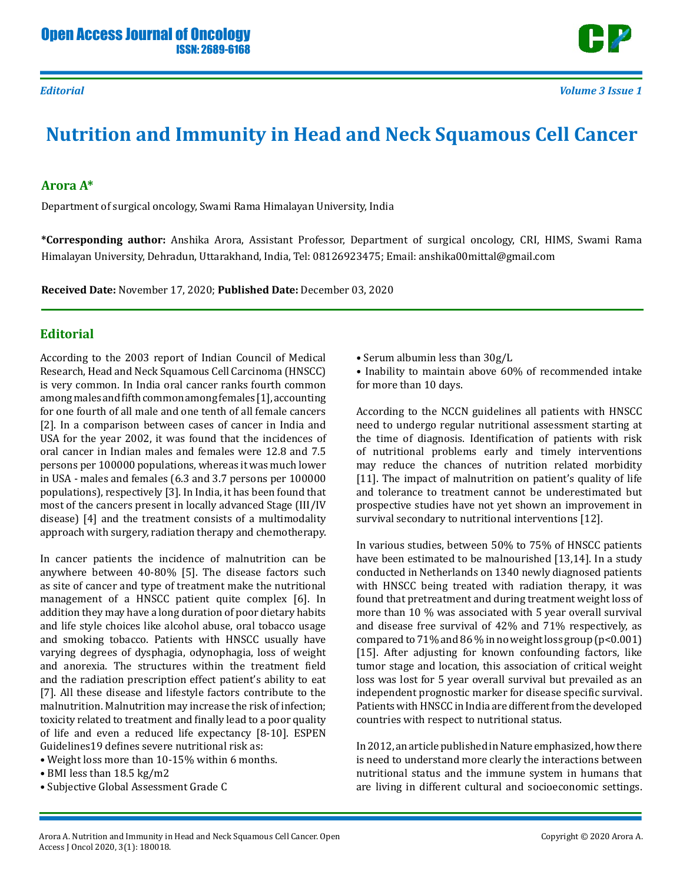*Editorial*

# Nutrition and Immunity in Head and Neck Squamous Cell Cancer

**Arora A***

Department of surgical oncology, Swami Rama Himalayan University, India

**\*Corresponding author:** Anshika Arora, Assistant Professor, Department of surgical oncology, CRI, HIMS, Swami Rama Himalayan University, Dehradun, Uttarakhand, India, Tel: 08126923475; Email: anshika00mittal@gmail.com

**Received Date:** November 17, 2020; **Published Date:** December 03, 2020

## Editorial

According to the 2003 report of Indian Council of Medical Research, Head and Neck Squamous Cell Carcinoma (HNSCC) is very common. In India oral cancer ranks fourth common among males and fifth common among females [1], accounting for one fourth of all male and one tenth of all female cancers [2]. In a comparison between cases of cancer in India and USA for the year 2002, it was found that the incidences of oral cancer in Indian males and females were 12.8 and 7.5 persons per 100000 populations, whereas it was much lower in USA - males and females (6.3 and 3.7 persons per 100000 populations), respectively [3]. In India, it has been found that most of the cancers present in locally advanced Stage (III/IV disease) [4] and the treatment consists of a multimodality approach with surgery, radiation therapy and chemotherapy.

In cancer patients the incidence of malnutrition can be anywhere between 40-80% [5]. The disease factors such as site of cancer and type of treatment make the nutritional management of a HNSCC patient quite complex [6]. In addition they may have a long duration of poor dietary habits and life style choices like alcohol abuse, oral tobacco usage and smoking tobacco. Patients with HNSCC usually have varying degrees of dysphagia, odynophagia, loss of weight and anorexia. The structures within the treatment field and the radiation prescription effect patient's ability to eat [7]. All these disease and lifestyle factors contribute to the malnutrition. Malnutrition may increase the risk of infection; toxicity related to treatment and finally lead to a poor quality of life and even a reduced life expectancy [8-10]. ESPEN Guidelines19 defines severe nutritional risk as:

- Weight loss more than 10-15% within 6 months.
- BMI less than 18.5 kg/m2
- Subjective Global Assessment Grade C
- Serum albumin less than 30g/L
- Inability to maintain above 60% of recommended intake for more than 10 days.

According to the NCCN guidelines all patients with HNSCC need to undergo regular nutritional assessment starting at the time of diagnosis. Identification of patients with risk of nutritional problems early and timely interventions may reduce the chances of nutrition related morbidity [11]. The impact of malnutrition on patient's quality of life and tolerance to treatment cannot be underestimated but prospective studies have not yet shown an improvement in survival secondary to nutritional interventions [12].

In various studies, between 50% to 75% of HNSCC patients have been estimated to be malnourished [13,14]. In a study conducted in Netherlands on 1340 newly diagnosed patients with HNSCC being treated with radiation therapy, it was found that pretreatment and during treatment weight loss of more than 10 % was associated with 5 year overall survival and disease free survival of 42% and 71% respectively, as compared to 71% and 86 % in no weight loss group ($p<0.001$) [15]. After adjusting for known confounding factors, like tumor stage and location, this association of critical weight loss was lost for 5 year overall survival but prevailed as an independent prognostic marker for disease specific survival. Patients with HNSCC in India are different from the developed countries with respect to nutritional status.

In 2012, an article published in Nature emphasized, how there is need to understand more clearly the interactions between nutritional status and the immune system in humans that are living in different cultural and socioeconomic settings.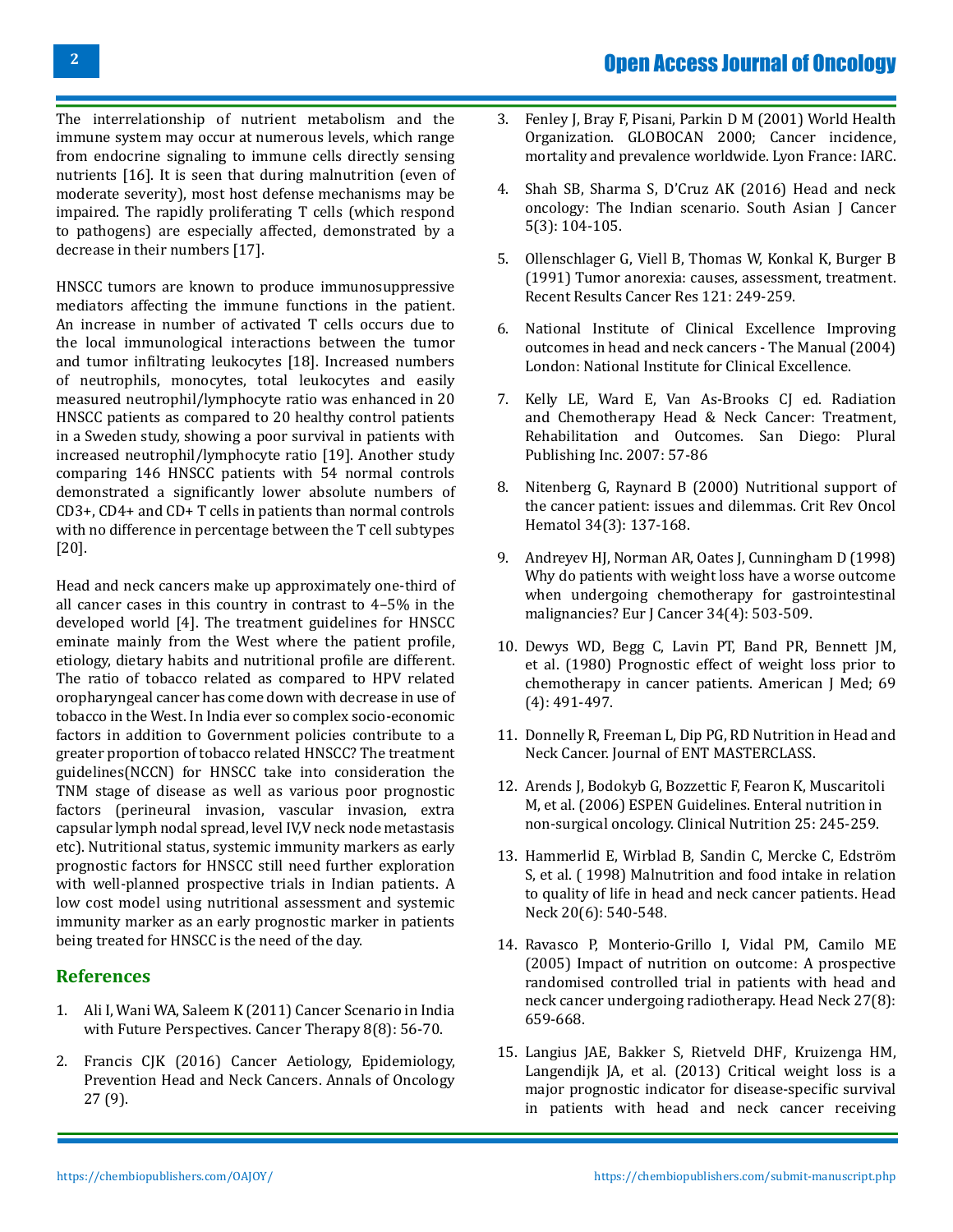The interrelationship of nutrient metabolism and the immune system may occur at numerous levels, which range from endocrine signaling to immune cells directly sensing nutrients [16]. It is seen that during malnutrition (even of moderate severity), most host defense mechanisms may be impaired. The rapidly proliferating T cells (which respond to pathogens) are especially affected, demonstrated by a decrease in their numbers [17].

HNSCC tumors are known to produce immunosuppressive mediators affecting the immune functions in the patient. An increase in number of activated T cells occurs due to the local immunological interactions between the tumor and tumor infiltrating leukocytes [18]. Increased numbers of neutrophils, monocytes, total leukocytes and easily measured neutrophil/lymphocyte ratio was enhanced in 20 HNSCC patients as compared to 20 healthy control patients in a Sweden study, showing a poor survival in patients with increased neutrophil/lymphocyte ratio [19]. Another study comparing 146 HNSCC patients with 54 normal controls demonstrated a significantly lower absolute numbers of CD3+, CD4+ and CD+ T cells in patients than normal controls with no difference in percentage between the T cell subtypes [20].

Head and neck cancers make up approximately one-third of all cancer cases in this country in contrast to 4–5% in the developed world [4]. The treatment guidelines for HNSCC eminate mainly from the West where the patient profile, etiology, dietary habits and nutritional profile are different. The ratio of tobacco related as compared to HPV related oropharyngeal cancer has come down with decrease in use of tobacco in the West. In India ever so complex socio-economic factors in addition to Government policies contribute to a greater proportion of tobacco related HNSCC? The treatment guidelines(NCCN) for HNSCC take into consideration the TNM stage of disease as well as various poor prognostic factors (perineural invasion, vascular invasion, extra capsular lymph nodal spread, level IV,V neck node metastasis etc). Nutritional status, systemic immunity markers as early prognostic factors for HNSCC still need further exploration with well-planned prospective trials in Indian patients. A low cost model using nutritional assessment and systemic immunity marker as an early prognostic marker in patients being treated for HNSCC is the need of the day.

## References

1. Ali I, Wani WA, Saleem K (2011) Cancer Scenario in India with Future Perspectives. Cancer Therapy 8(8): 56-70.
2. Francis CJK (2016) Cancer Aetiology, Epidemiology, Prevention Head and Neck Cancers. Annals of Oncology 27 (9).
3. Fenley J, Bray F, Pisani, Parkin D M (2001) World Health Organization. GLOBOCAN 2000; Cancer incidence, mortality and prevalence worldwide. Lyon France: IARC.
4. Shah SB, Sharma S, D'Cruz AK (2016) Head and neck oncology: The Indian scenario. South Asian J Cancer 5(3): 104-105.
5. Ollenschlager G, Viell B, Thomas W, Konkal K, Burger B (1991) Tumor anorexia: causes, assessment, treatment. Recent Results Cancer Res 121: 249-259.
6. National Institute of Clinical Excellence Improving outcomes in head and neck cancers - The Manual (2004) London: National Institute for Clinical Excellence.
7. Kelly LE, Ward E, Van As-Brooks CJ ed. Radiation and Chemotherapy Head & Neck Cancer: Treatment, Rehabilitation and Outcomes. San Diego: Plural Publishing Inc. 2007: 57-86
8. Nitenberg G, Raynard B (2000) Nutritional support of the cancer patient: issues and dilemmas. Crit Rev Oncol Hematol 34(3): 137-168.
9. Andreyev HJ, Norman AR, Oates J, Cunningham D (1998) Why do patients with weight loss have a worse outcome when undergoing chemotherapy for gastrointestinal malignancies? Eur J Cancer 34(4): 503-509.
10. Dewys WD, Begg C, Lavin PT, Band PR, Bennett JM, et al. (1980) Prognostic effect of weight loss prior to chemotherapy in cancer patients. American J Med; 69 (4): 491-497.
11. Donnelly R, Freeman L, Dip PG, RD Nutrition in Head and Neck Cancer. Journal of ENT MASTERCLASS.
12. Arends J, Bodokyb G, Bozzettic F, Fearon K, Muscaritoli M, et al. (2006) ESPEN Guidelines. Enteral nutrition in non-surgical oncology. Clinical Nutrition 25: 245-259.
13. Hammerlid E, Wirblad B, Sandin C, Mercke C, Edström S, et al. ( 1998) Malnutrition and food intake in relation to quality of life in head and neck cancer patients. Head Neck 20(6): 540-548.
14. Ravasco P, Monterio-Grillo I, Vidal PM, Camilo ME (2005) Impact of nutrition on outcome: A prospective randomised controlled trial in patients with head and neck cancer undergoing radiotherapy. Head Neck 27(8): 659-668.
15. Langius JAE, Bakker S, Rietveld DHF, Kruizenga HM, Langendijk JA, et al. (2013) Critical weight loss is a major prognostic indicator for disease-specific survival in patients with head and neck cancer receiving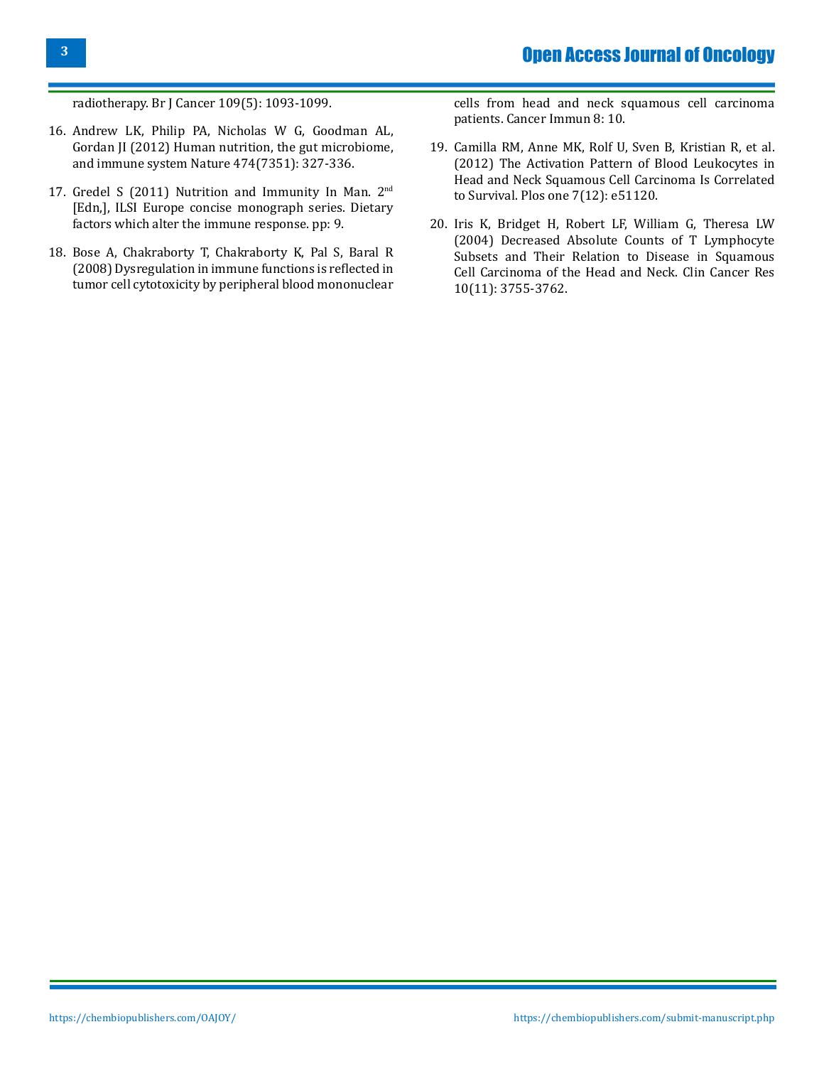radiotherapy. Br J Cancer 109(5): 1093-1099.

16. Andrew LK, Philip PA, Nicholas W G, Goodman AL, Gordan JI (2012) Human nutrition, the gut microbiome, and immune system Nature 474(7351): 327-336.

17. Gredel S (2011) Nutrition and Immunity In Man. 2nd [Edn,], ILSI Europe concise monograph series. Dietary factors which alter the immune response. pp: 9.

18. Bose A, Chakraborty T, Chakraborty K, Pal S, Baral R (2008) Dysregulation in immune functions is reflected in tumor cell cytotoxicity by peripheral blood mononuclear cells from head and neck squamous cell carcinoma patients. Cancer Immun 8: 10.

19. Camilla RM, Anne MK, Rolf U, Sven B, Kristian R, et al. (2012) The Activation Pattern of Blood Leukocytes in Head and Neck Squamous Cell Carcinoma Is Correlated to Survival. Plos one 7(12): e51120.

20. Iris K, Bridget H, Robert LF, William G, Theresa LW (2004) Decreased Absolute Counts of T Lymphocyte Subsets and Their Relation to Disease in Squamous Cell Carcinoma of the Head and Neck. Clin Cancer Res 10(11): 3755-3762.